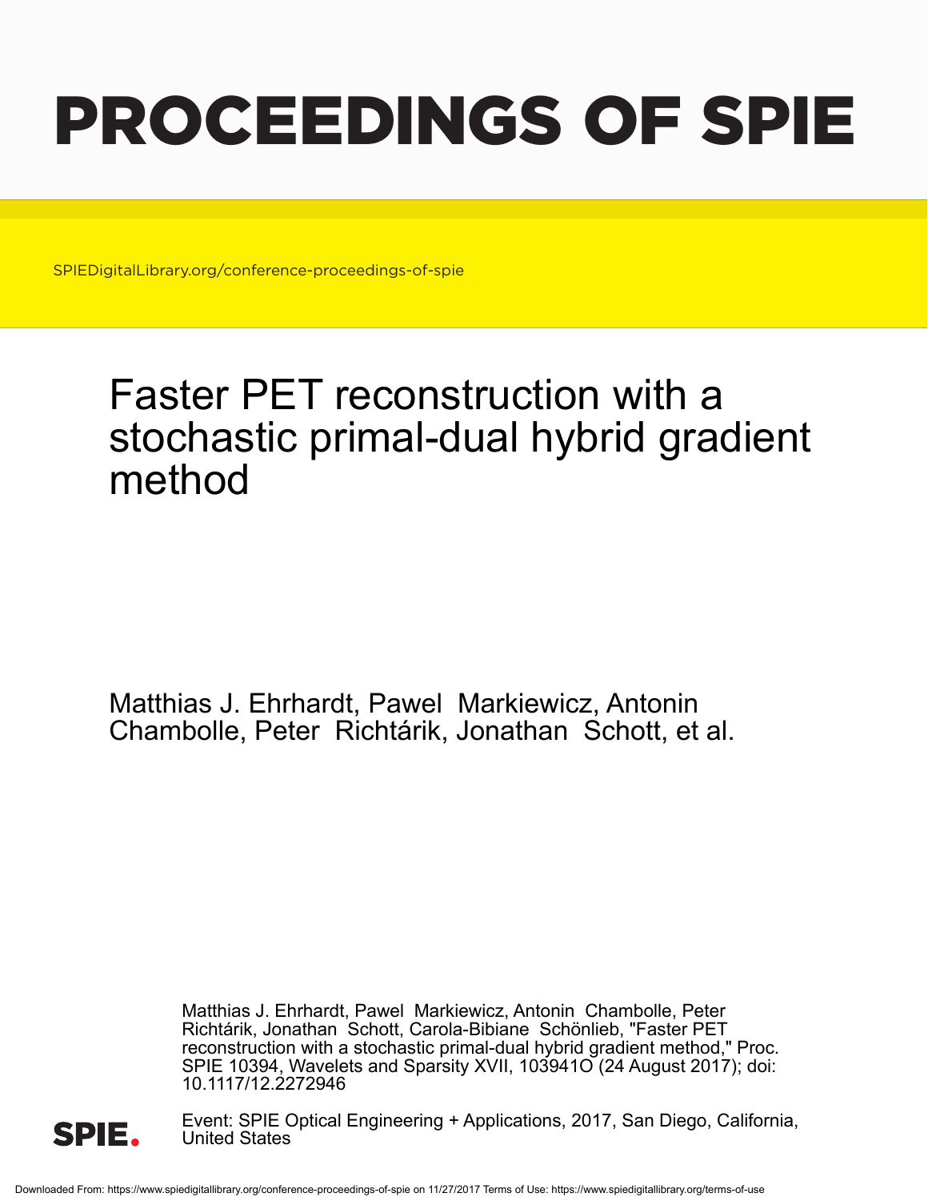# PROCEEDINGS OF SPIE

SPIEDigitalLibrary.org/conference-proceedings-of-spie

## Faster PET reconstruction with a stochastic primal-dual hybrid gradient method

Matthias J. Ehrhardt, Pawel Markiewicz, Antonin Chambolle, Peter Richtárik, Jonathan Schott, et al.

Matthias J. Ehrhardt, Pawel Markiewicz, Antonin Chambolle, Peter Richtárik, Jonathan Schott, Carola-Bibiane Schönlieb, "Faster PET reconstruction with a stochastic primal-dual hybrid gradient method," Proc. SPIE 10394, Wavelets and Sparsity XVII, 103941O (24 August 2017); doi: 10.1117/12.2272946

SPIE.

Event: SPIE Optical Engineering + Applications, 2017, San Diego, California, United States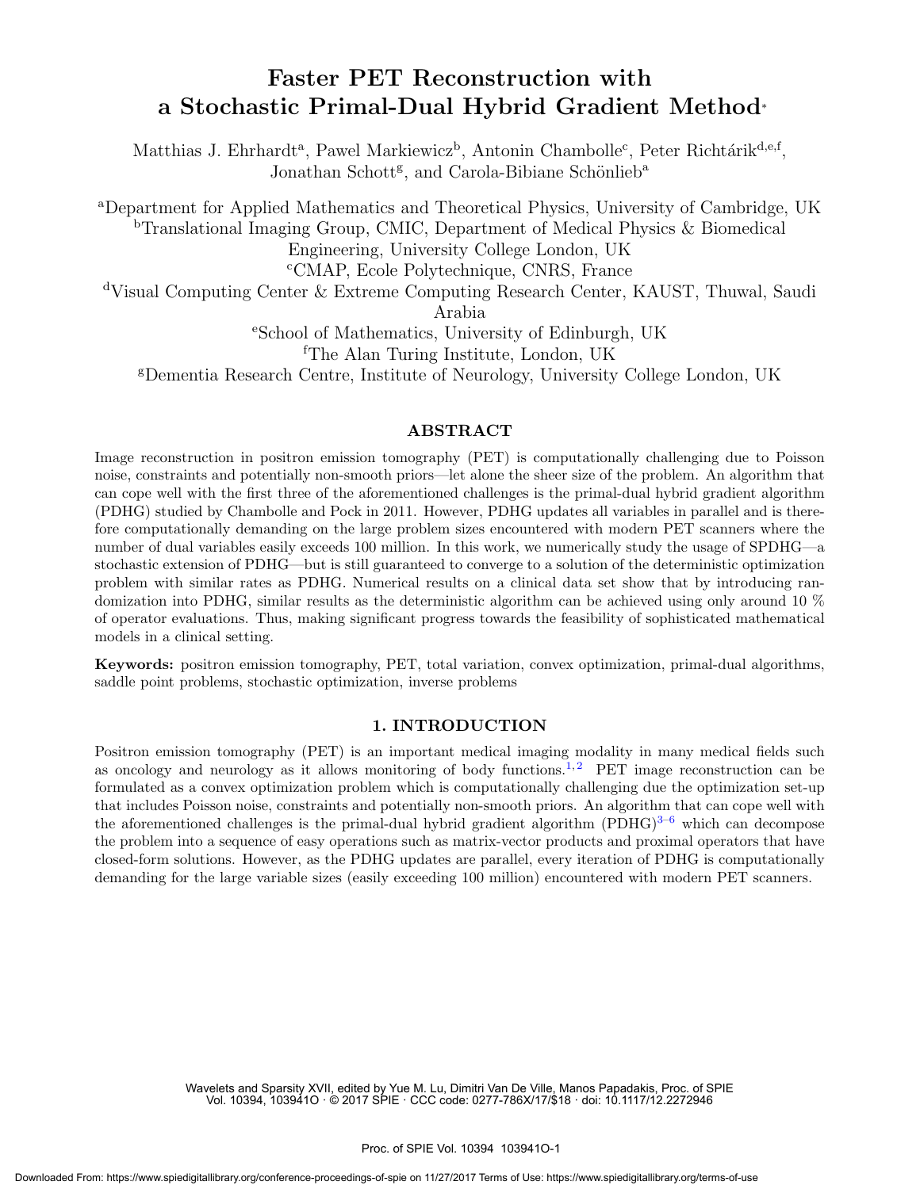# Faster PET Reconstruction with a Stochastic Primal-Dual Hybrid Gradient Method*

Matthias J. Ehrhardt[a], Pawel Markiewicz[b], Antonin Chambolle[c], Peter Richtárik[d,e,f], Jonathan Schott[g], and Carola-Bibiane Schönlieb[a]

[a]Department for Applied Mathematics and Theoretical Physics, University of Cambridge, UK
[b]Translational Imaging Group, CMIC, Department of Medical Physics & Biomedical Engineering, University College London, UK
[c]CMAP, Ecole Polytechnique, CNRS, France
[d]Visual Computing Center & Extreme Computing Research Center, KAUST, Thuwal, Saudi Arabia
[e]School of Mathematics, University of Edinburgh, UK
[f]The Alan Turing Institute, London, UK
[g]Dementia Research Centre, Institute of Neurology, University College London, UK

## ABSTRACT

Image reconstruction in positron emission tomography (PET) is computationally challenging due to Poisson noise, constraints and potentially non-smooth priors—let alone the sheer size of the problem. An algorithm that can cope well with the first three of the aforementioned challenges is the primal-dual hybrid gradient algorithm (PDHG) studied by Chambolle and Pock in 2011. However, PDHG updates all variables in parallel and is therefore computationally demanding on the large problem sizes encountered with modern PET scanners where the number of dual variables easily exceeds 100 million. In this work, we numerically study the usage of SPDHG—a stochastic extension of PDHG—but is still guaranteed to converge to a solution of the deterministic optimization problem with similar rates as PDHG. Numerical results on a clinical data set show that by introducing randomization into PDHG, similar results as the deterministic algorithm can be achieved using only around 10 % of operator evaluations. Thus, making significant progress towards the feasibility of sophisticated mathematical models in a clinical setting.

**Keywords:** positron emission tomography, PET, total variation, convex optimization, primal-dual algorithms, saddle point problems, stochastic optimization, inverse problems

## 1. INTRODUCTION

Positron emission tomography (PET) is an important medical imaging modality in many medical fields such as oncology and neurology as it allows monitoring of body functions.[1,2] PET image reconstruction can be formulated as a convex optimization problem which is computationally challenging due the optimization set-up that includes Poisson noise, constraints and potentially non-smooth priors. An algorithm that can cope well with the aforementioned challenges is the primal-dual hybrid gradient algorithm (PDHG)[3–6] which can decompose the problem into a sequence of easy operations such as matrix-vector products and proximal operators that have closed-form solutions. However, as the PDHG updates are parallel, every iteration of PDHG is computationally demanding for the large variable sizes (easily exceeding 100 million) encountered with modern PET scanners.

Wavelets and Sparsity XVII, edited by Yue M. Lu, Dimitri Van De Ville, Manos Papadakis, Proc. of SPIE Vol. 10394, 103941O · © 2017 SPIE · CCC code: 0277-786X/17/$18 · doi: 10.1117/12.2272946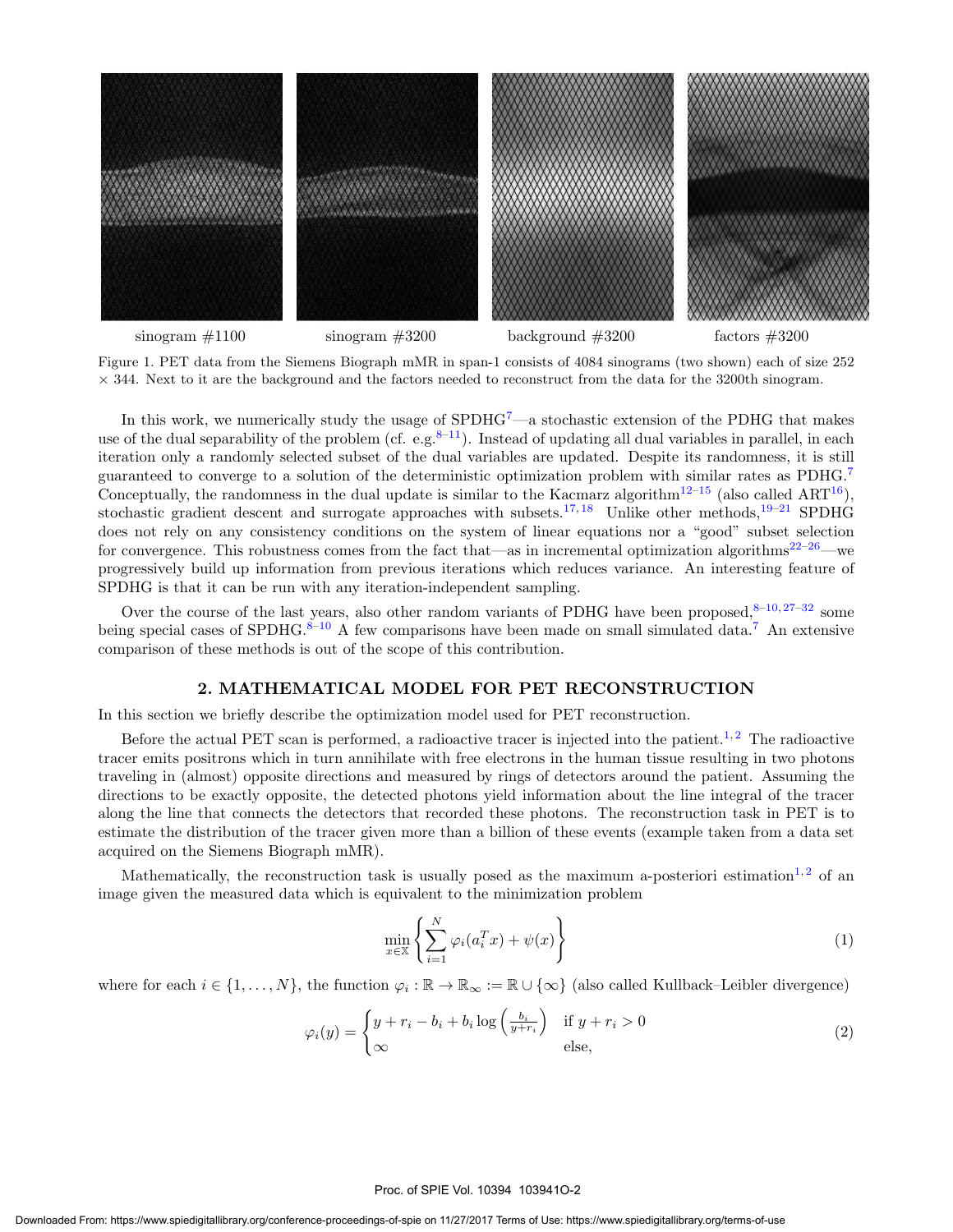sinogram #1100 sinogram #3200 background #3200 factors #3200

Figure 1. PET data from the Siemens Biograph mMR in span-1 consists of 4084 sinograms (two shown) each of size 252 × 344. Next to it are the background and the factors needed to reconstruct from the data for the 3200th sinogram.

In this work, we numerically study the usage of SPDHG[7]—a stochastic extension of the PDHG that makes use of the dual separability of the problem (cf. e.g.[8–11]). Instead of updating all dual variables in parallel, in each iteration only a randomly selected subset of the dual variables are updated. Despite its randomness, it is still guaranteed to converge to a solution of the deterministic optimization problem with similar rates as PDHG.[7] Conceptually, the randomness in the dual update is similar to the Kacmarz algorithm[12–15] (also called ART[16]), stochastic gradient descent and surrogate approaches with subsets.[17,18] Unlike other methods,[19–21] SPDHG does not rely on any consistency conditions on the system of linear equations nor a "good" subset selection for convergence. This robustness comes from the fact that—as in incremental optimization algorithms[22–26]—we progressively build up information from previous iterations which reduces variance. An interesting feature of SPDHG is that it can be run with any iteration-independent sampling.

Over the course of the last years, also other random variants of PDHG have been proposed,[8–10,27–32] some being special cases of SPDHG.[8–10] A few comparisons have been made on small simulated data.[7] An extensive comparison of these methods is out of the scope of this contribution.

## 2. MATHEMATICAL MODEL FOR PET RECONSTRUCTION

In this section we briefly describe the optimization model used for PET reconstruction.

Before the actual PET scan is performed, a radioactive tracer is injected into the patient.[1,2] The radioactive tracer emits positrons which in turn annihilate with free electrons in the human tissue resulting in two photons traveling in (almost) opposite directions and measured by rings of detectors around the patient. Assuming the directions to be exactly opposite, the detected photons yield information about the line integral of the tracer along the line that connects the detectors that recorded these photons. The reconstruction task in PET is to estimate the distribution of the tracer given more than a billion of these events (example taken from a data set acquired on the Siemens Biograph mMR).

Mathematically, the reconstruction task is usually posed as the maximum a-posteriori estimation[1,2] of an image given the measured data which is equivalent to the minimization problem

$$\min_{x \in \mathbb{X}} \left\{ \sum_{i=1}^{N} \varphi_i(a_i^T x) + \psi(x) \right\} \tag{1}$$

where for each $i \in \{1, \ldots, N\}$, the function $\varphi_i : \mathbb{R} \to \mathbb{R}_\infty := \mathbb{R} \cup \{\infty\}$ (also called Kullback–Leibler divergence)

$$\varphi_i(y) = \begin{cases} y + r_i - b_i + b_i \log\left(\frac{b_i}{y + r_i}\right) & \text{if } y + r_i > 0 \\ \infty & \text{else,} \end{cases} \tag{2}$$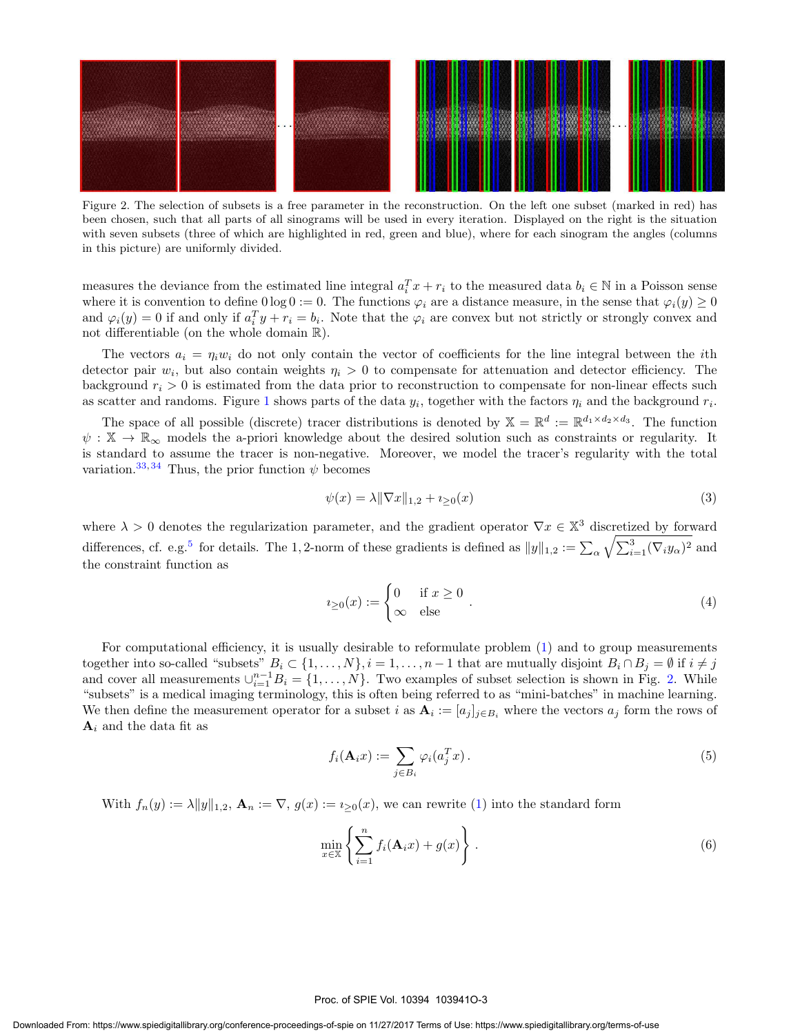Figure 2. The selection of subsets is a free parameter in the reconstruction. On the left one subset (marked in red) has been chosen, such that all parts of all sinograms will be used in every iteration. Displayed on the right is the situation with seven subsets (three of which are highlighted in red, green and blue), where for each sinogram the angles (columns in this picture) are uniformly divided.

measures the deviance from the estimated line integral $a_i^T x + r_i$ to the measured data $b_i \in \mathbb{N}$ in a Poisson sense where it is convention to define $0 \log 0 := 0$. The functions $\varphi_i$ are a distance measure, in the sense that $\varphi_i(y) \geq 0$ and $\varphi_i(y) = 0$ if and only if $a_i^T y + r_i = b_i$. Note that the $\varphi_i$ are convex but not strictly or strongly convex and not differentiable (on the whole domain $\mathbb{R}$).

The vectors $a_i = \eta_i w_i$ do not only contain the vector of coefficients for the line integral between the $i$th detector pair $w_i$, but also contain weights $\eta_i > 0$ to compensate for attenuation and detector efficiency. The background $r_i > 0$ is estimated from the data prior to reconstruction to compensate for non-linear effects such as scatter and randoms. Figure 1 shows parts of the data $y_i$, together with the factors $\eta_i$ and the background $r_i$.

The space of all possible (discrete) tracer distributions is denoted by $\mathbb{X} = \mathbb{R}^d := \mathbb{R}^{d_1 \times d_2 \times d_3}$. The function $\psi : \mathbb{X} \to \mathbb{R}_\infty$ models the a-priori knowledge about the desired solution such as constraints or regularity. It is standard to assume the tracer is non-negative. Moreover, we model the tracer's regularity with the total variation.[33,34] Thus, the prior function $\psi$ becomes

$$\psi(x) = \lambda \|\nabla x\|_{1,2} + \imath_{\geq 0}(x) \tag{3}$$

where $\lambda > 0$ denotes the regularization parameter, and the gradient operator $\nabla x \in \mathbb{X}^3$ discretized by forward differences, cf. e.g.[5] for details. The 1, 2-norm of these gradients is defined as $\|y\|_{1,2} := \sum_\alpha \sqrt{\sum_{i=1}^3 (\nabla_i y_\alpha)^2}$ and the constraint function as

$$\imath_{\geq 0}(x) := \begin{cases} 0 & \text{if } x \geq 0 \\ \infty & \text{else} \end{cases} . \tag{4}$$

For computational efficiency, it is usually desirable to reformulate problem (1) and to group measurements together into so-called "subsets" $B_i \subset \{1, \ldots, N\}, i = 1, \ldots, n-1$ that are mutually disjoint $B_i \cap B_j = \emptyset$ if $i \neq j$ and cover all measurements $\cup_{i=1}^{n-1} B_i = \{1, \ldots, N\}$. Two examples of subset selection is shown in Fig. 2. While "subsets" is a medical imaging terminology, this is often being referred to as "mini-batches" in machine learning. We then define the measurement operator for a subset $i$ as $\mathbf{A}_i := [a_j]_{j \in B_i}$ where the vectors $a_j$ form the rows of $\mathbf{A}_i$ and the data fit as

$$f_i(\mathbf{A}_i x) := \sum_{j \in B_i} \varphi_i(a_j^T x) . \tag{5}$$

With $f_n(y) := \lambda \|y\|_{1,2}$, $\mathbf{A}_n := \nabla$, $g(x) := \imath_{\geq 0}(x)$, we can rewrite (1) into the standard form

$$\min_{x \in \mathbb{X}} \left\{ \sum_{i=1}^n f_i(\mathbf{A}_i x) + g(x) \right\} . \tag{6}$$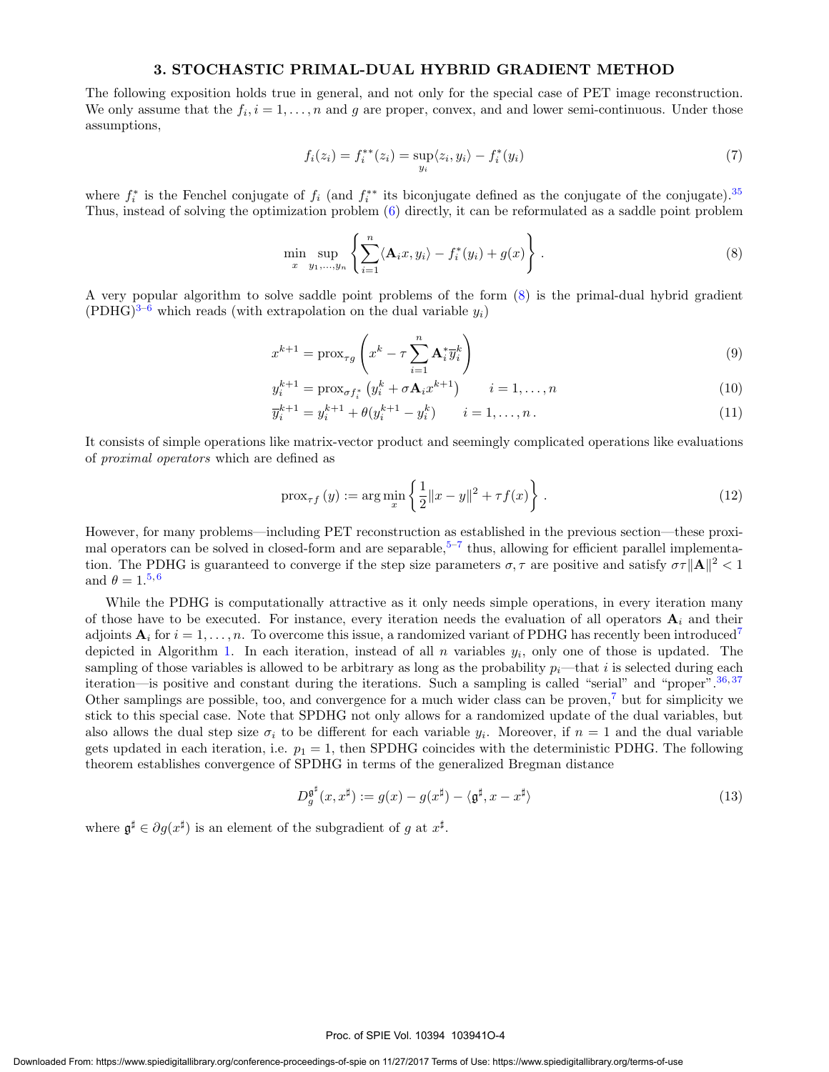## 3. STOCHASTIC PRIMAL-DUAL HYBRID GRADIENT METHOD

The following exposition holds true in general, and not only for the special case of PET image reconstruction. We only assume that the $f_i, i = 1, \dots, n$ and $g$ are proper, convex, and and lower semi-continuous. Under those assumptions,

$$f_i(z_i) = f_i^{**}(z_i) = \sup_{y_i} \langle z_i, y_i \rangle - f_i^*(y_i) \tag{7}$$

where $f_i^*$ is the Fenchel conjugate of $f_i$ (and $f_i^{**}$ its biconjugate defined as the conjugate of the conjugate).[35] Thus, instead of solving the optimization problem (6) directly, it can be reformulated as a saddle point problem

$$\min_x \sup_{y_1,\dots,y_n} \left\{ \sum_{i=1}^n \langle \mathbf{A}_i x, y_i \rangle - f_i^*(y_i) + g(x) \right\} . \tag{8}$$

A very popular algorithm to solve saddle point problems of the form (8) is the primal-dual hybrid gradient (PDHG)[3–6] which reads (with extrapolation on the dual variable $y_i$)

$$x^{k+1} = \operatorname{prox}_{\tau g} \left( x^k - \tau \sum_{i=1}^n \mathbf{A}_i^* \overline{y}_i^k \right) \tag{9}$$

$$y_i^{k+1} = \operatorname{prox}_{\sigma f_i^*} \left( y_i^k + \sigma \mathbf{A}_i x^{k+1} \right) \qquad i = 1, \dots, n \tag{10}$$

$$\overline{y}_i^{k+1} = y_i^{k+1} + \theta (y_i^{k+1} - y_i^k) \qquad i = 1, \dots, n \, . \tag{11}$$

It consists of simple operations like matrix-vector product and seemingly complicated operations like evaluations of *proximal operators* which are defined as

$$\operatorname{prox}_{\tau f}(y) := \arg\min_x \left\{ \frac{1}{2} \|x - y\|^2 + \tau f(x) \right\} . \tag{12}$$

However, for many problems—including PET reconstruction as established in the previous section—these proximal operators can be solved in closed-form and are separable,[5–7] thus, allowing for efficient parallel implementation. The PDHG is guaranteed to converge if the step size parameters $\sigma, \tau$ are positive and satisfy $\sigma\tau\|\mathbf{A}\|^2 < 1$ and $\theta = 1$.[5,6]

While the PDHG is computationally attractive as it only needs simple operations, in every iteration many of those have to be executed. For instance, every iteration needs the evaluation of all operators $\mathbf{A}_i$ and their adjoints $\mathbf{A}_i$ for $i = 1, \dots, n$. To overcome this issue, a randomized variant of PDHG has recently been introduced[7] depicted in Algorithm 1. In each iteration, instead of all $n$ variables $y_i$, only one of those is updated. The sampling of those variables is allowed to be arbitrary as long as the probability $p_i$—that $i$ is selected during each iteration—is positive and constant during the iterations. Such a sampling is called "serial" and "proper".[36,37] Other samplings are possible, too, and convergence for a much wider class can be proven,[7] but for simplicity we stick to this special case. Note that SPDHG not only allows for a randomized update of the dual variables, but also allows the dual step size $\sigma_i$ to be different for each variable $y_i$. Moreover, if $n = 1$ and the dual variable gets updated in each iteration, i.e. $p_1 = 1$, then SPDHG coincides with the deterministic PDHG. The following theorem establishes convergence of SPDHG in terms of the generalized Bregman distance

$$D_g^{\mathfrak{g}^\sharp}(x, x^\sharp) := g(x) - g(x^\sharp) - \langle \mathfrak{g}^\sharp, x - x^\sharp \rangle \tag{13}$$

where $\mathfrak{g}^\sharp \in \partial g(x^\sharp)$ is an element of the subgradient of $g$ at $x^\sharp$.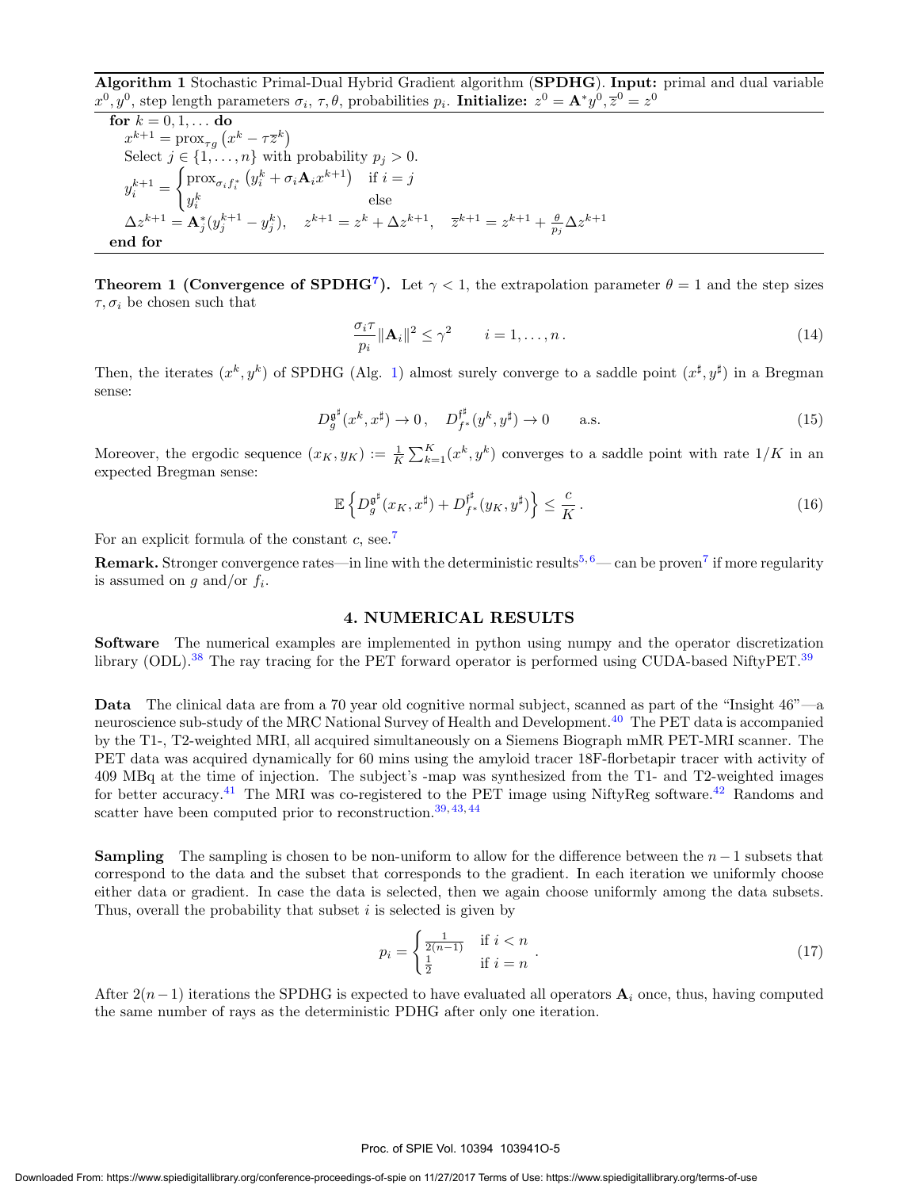**Algorithm 1** Stochastic Primal-Dual Hybrid Gradient algorithm (**SPDHG**). **Input:** primal and dual variable $x^0, y^0$, step length parameters $\sigma_i$, $\tau, \theta$, probabilities $p_i$. **Initialize:** $z^0 = \mathbf{A}^* y^0, \overline{z}^0 = z^0$

**for** $k = 0, 1, \dots$ **do**

$x^{k+1} = \operatorname{prox}_{\tau g}\left(x^k - \tau \overline{z}^k\right)$

Select $j \in \{1, \dots, n\}$ with probability $p_j > 0$.

$$y_i^{k+1} = \begin{cases} \operatorname{prox}_{\sigma_i f_i^*}\left(y_i^k + \sigma_i \mathbf{A}_i x^{k+1}\right) & \text{if } i = j \\ y_i^k & \text{else} \end{cases}$$

$\Delta z^{k+1} = \mathbf{A}_j^*(y_j^{k+1} - y_j^k), \quad z^{k+1} = z^k + \Delta z^{k+1}, \quad \overline{z}^{k+1} = z^{k+1} + \frac{\theta}{p_j}\Delta z^{k+1}$

**end for**

**Theorem 1 (Convergence of SPDHG[7]).** Let $\gamma < 1$, the extrapolation parameter $\theta = 1$ and the step sizes $\tau, \sigma_i$ be chosen such that

$$\frac{\sigma_i \tau}{p_i} \|\mathbf{A}_i\|^2 \leq \gamma^2 \qquad i = 1, \dots, n. \tag{14}$$

Then, the iterates $(x^k, y^k)$ of SPDHG (Alg. 1) almost surely converge to a saddle point $(x^\sharp, y^\sharp)$ in a Bregman sense:

$$D_g^{\mathfrak{g}^\sharp}(x^k, x^\sharp) \to 0\,, \quad D_{f^*}^{\mathfrak{f}^\sharp}(y^k, y^\sharp) \to 0 \qquad \text{a.s.} \tag{15}$$

Moreover, the ergodic sequence $(x_K, y_K) := \frac{1}{K}\sum_{k=1}^K (x^k, y^k)$ converges to a saddle point with rate $1/K$ in an expected Bregman sense:

$$\mathbb{E}\left\{D_g^{\mathfrak{g}^\sharp}(x_K, x^\sharp) + D_{f^*}^{\mathfrak{f}^\sharp}(y_K, y^\sharp)\right\} \leq \frac{c}{K}\,. \tag{16}$$

For an explicit formula of the constant $c$, see.[7]

**Remark.** Stronger convergence rates—in line with the deterministic results[5, 6]— can be proven[7] if more regularity is assumed on $g$ and/or $f_i$.

## 4. NUMERICAL RESULTS

**Software** The numerical examples are implemented in python using numpy and the operator discretization library (ODL).[38] The ray tracing for the PET forward operator is performed using CUDA-based NiftyPET.[39]

**Data** The clinical data are from a 70 year old cognitive normal subject, scanned as part of the "Insight 46"—a neuroscience sub-study of the MRC National Survey of Health and Development.[40] The PET data is accompanied by the T1-, T2-weighted MRI, all acquired simultaneously on a Siemens Biograph mMR PET-MRI scanner. The PET data was acquired dynamically for 60 mins using the amyloid tracer 18F-florbetapir tracer with activity of 409 MBq at the time of injection. The subject's -map was synthesized from the T1- and T2-weighted images for better accuracy.[41] The MRI was co-registered to the PET image using NiftyReg software.[42] Randoms and scatter have been computed prior to reconstruction.[39, 43, 44]

**Sampling** The sampling is chosen to be non-uniform to allow for the difference between the $n-1$ subsets that correspond to the data and the subset that corresponds to the gradient. In each iteration we uniformly choose either data or gradient. In case the data is selected, then we again choose uniformly among the data subsets. Thus, overall the probability that subset $i$ is selected is given by

$$p_i = \begin{cases} \frac{1}{2(n-1)} & \text{if } i < n \\ \frac{1}{2} & \text{if } i = n \end{cases}. \tag{17}$$

After $2(n-1)$ iterations the SPDHG is expected to have evaluated all operators $\mathbf{A}_i$ once, thus, having computed the same number of rays as the deterministic PDHG after only one iteration.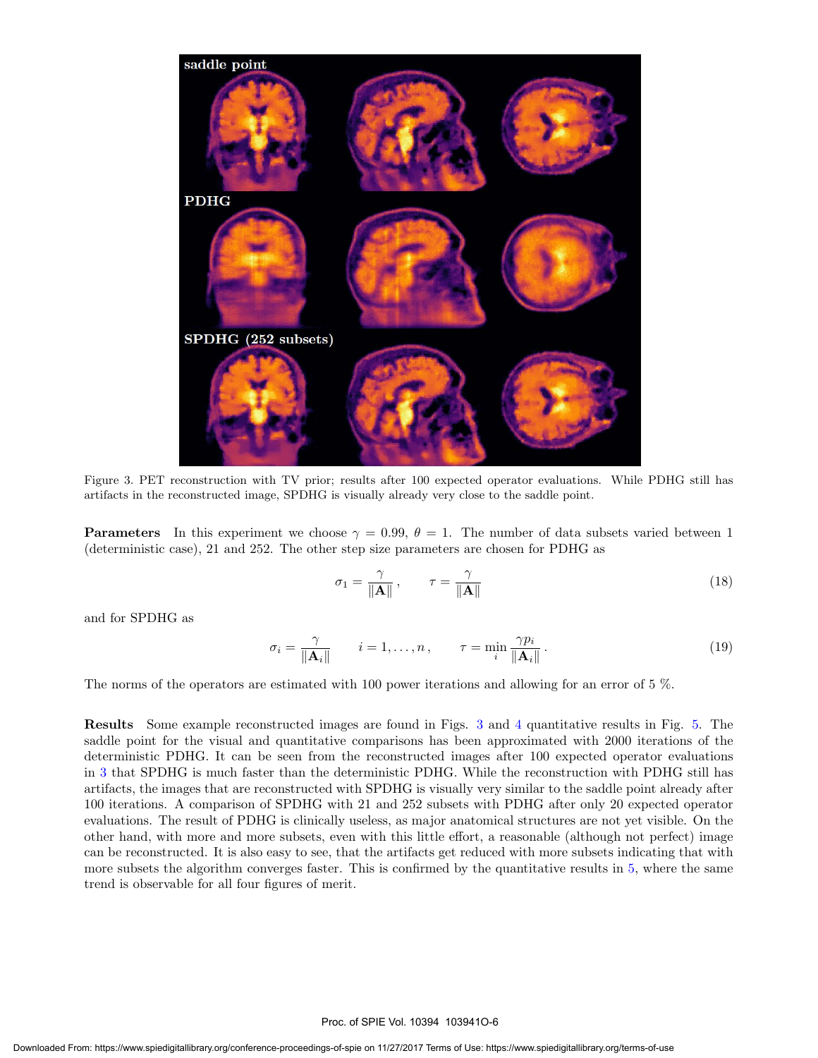Figure 3. PET reconstruction with TV prior; results after 100 expected operator evaluations. While PDHG still has artifacts in the reconstructed image, SPDHG is visually already very close to the saddle point.

**Parameters** In this experiment we choose $\gamma = 0.99$, $\theta = 1$. The number of data subsets varied between 1 (deterministic case), 21 and 252. The other step size parameters are chosen for PDHG as

$$\sigma_1 = \frac{\gamma}{\|\mathbf{A}\|}, \qquad \tau = \frac{\gamma}{\|\mathbf{A}\|} \tag{18}$$

and for SPDHG as

$$\sigma_i = \frac{\gamma}{\|\mathbf{A}_i\|} \qquad i = 1, \ldots, n, \qquad \tau = \min_i \frac{\gamma p_i}{\|\mathbf{A}_i\|}. \tag{19}$$

The norms of the operators are estimated with 100 power iterations and allowing for an error of 5 %.

**Results** Some example reconstructed images are found in Figs. 3 and 4 quantitative results in Fig. 5. The saddle point for the visual and quantitative comparisons has been approximated with 2000 iterations of the deterministic PDHG. It can be seen from the reconstructed images after 100 expected operator evaluations in 3 that SPDHG is much faster than the deterministic PDHG. While the reconstruction with PDHG still has artifacts, the images that are reconstructed with SPDHG is visually very similar to the saddle point already after 100 iterations. A comparison of SPDHG with 21 and 252 subsets with PDHG after only 20 expected operator evaluations. The result of PDHG is clinically useless, as major anatomical structures are not yet visible. On the other hand, with more and more subsets, even with this little effort, a reasonable (although not perfect) image can be reconstructed. It is also easy to see, that the artifacts get reduced with more subsets indicating that with more subsets the algorithm converges faster. This is confirmed by the quantitative results in 5, where the same trend is observable for all four figures of merit.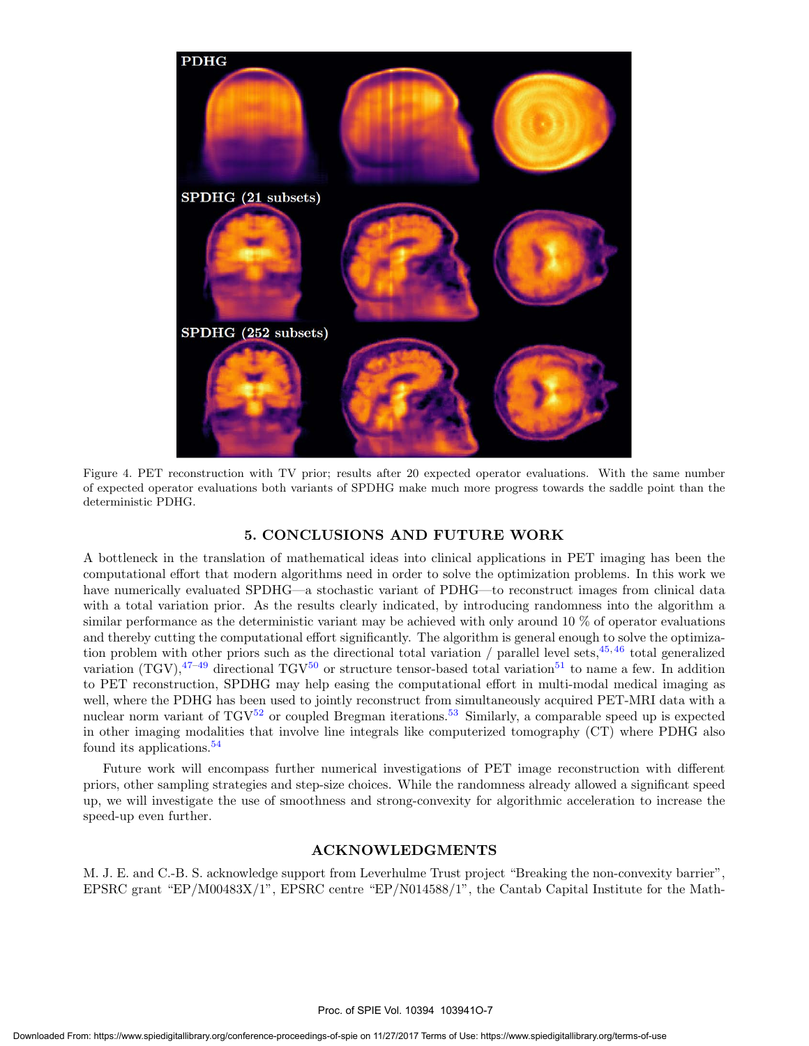Figure 4. PET reconstruction with TV prior; results after 20 expected operator evaluations. With the same number of expected operator evaluations both variants of SPDHG make much more progress towards the saddle point than the deterministic PDHG.

## 5. CONCLUSIONS AND FUTURE WORK

A bottleneck in the translation of mathematical ideas into clinical applications in PET imaging has been the computational effort that modern algorithms need in order to solve the optimization problems. In this work we have numerically evaluated SPDHG—a stochastic variant of PDHG—to reconstruct images from clinical data with a total variation prior. As the results clearly indicated, by introducing randomness into the algorithm a similar performance as the deterministic variant may be achieved with only around 10 % of operator evaluations and thereby cutting the computational effort significantly. The algorithm is general enough to solve the optimization problem with other priors such as the directional total variation / parallel level sets,[45,46] total generalized variation (TGV),[47–49] directional TGV[50] or structure tensor-based total variation[51] to name a few. In addition to PET reconstruction, SPDHG may help easing the computational effort in multi-modal medical imaging as well, where the PDHG has been used to jointly reconstruct from simultaneously acquired PET-MRI data with a nuclear norm variant of TGV[52] or coupled Bregman iterations.[53] Similarly, a comparable speed up is expected in other imaging modalities that involve line integrals like computerized tomography (CT) where PDHG also found its applications.[54]

Future work will encompass further numerical investigations of PET image reconstruction with different priors, other sampling strategies and step-size choices. While the randomness already allowed a significant speed up, we will investigate the use of smoothness and strong-convexity for algorithmic acceleration to increase the speed-up even further.

## ACKNOWLEDGMENTS

M. J. E. and C.-B. S. acknowledge support from Leverhulme Trust project "Breaking the non-convexity barrier", EPSRC grant "EP/M00483X/1", EPSRC centre "EP/N014588/1", the Cantab Capital Institute for the Math-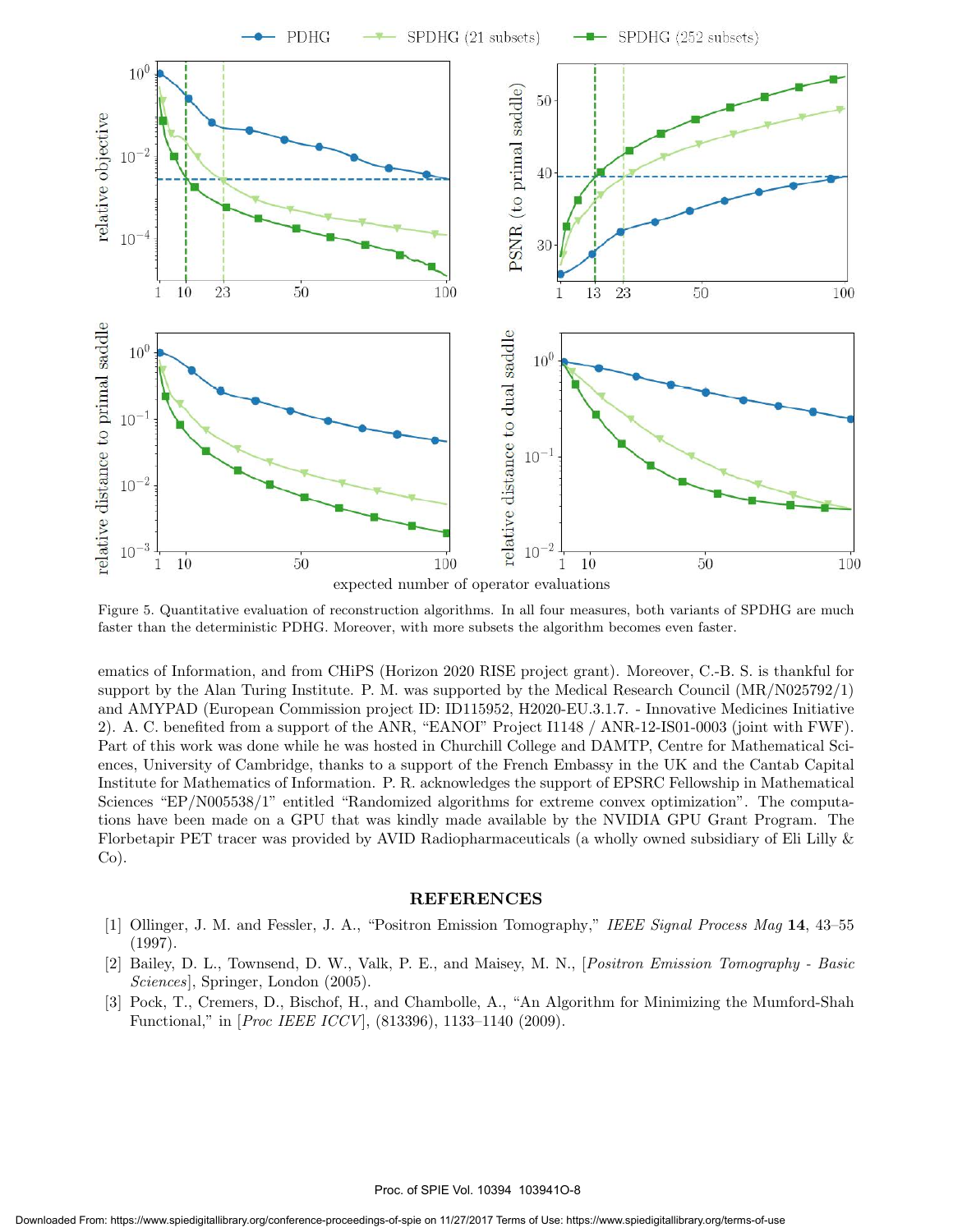Figure 5. Quantitative evaluation of reconstruction algorithms. In all four measures, both variants of SPDHG are much faster than the deterministic PDHG. Moreover, with more subsets the algorithm becomes even faster.

ematics of Information, and from CHiPS (Horizon 2020 RISE project grant). Moreover, C.-B. S. is thankful for support by the Alan Turing Institute. P. M. was supported by the Medical Research Council (MR/N025792/1) and AMYPAD (European Commission project ID: ID115952, H2020-EU.3.1.7. - Innovative Medicines Initiative 2). A. C. benefited from a support of the ANR, "EANOI" Project I1148 / ANR-12-IS01-0003 (joint with FWF). Part of this work was done while he was hosted in Churchill College and DAMTP, Centre for Mathematical Sciences, University of Cambridge, thanks to a support of the French Embassy in the UK and the Cantab Capital Institute for Mathematics of Information. P. R. acknowledges the support of EPSRC Fellowship in Mathematical Sciences "EP/N005538/1" entitled "Randomized algorithms for extreme convex optimization". The computations have been made on a GPU that was kindly made available by the NVIDIA GPU Grant Program. The Florbetapir PET tracer was provided by AVID Radiopharmaceuticals (a wholly owned subsidiary of Eli Lilly & Co).

## REFERENCES

[1] Ollinger, J. M. and Fessler, J. A., "Positron Emission Tomography," *IEEE Signal Process Mag* **14**, 43–55 (1997).

[2] Bailey, D. L., Townsend, D. W., Valk, P. E., and Maisey, M. N., [*Positron Emission Tomography - Basic Sciences*], Springer, London (2005).

[3] Pock, T., Cremers, D., Bischof, H., and Chambolle, A., "An Algorithm for Minimizing the Mumford-Shah Functional," in [*Proc IEEE ICCV*], (813396), 1133–1140 (2009).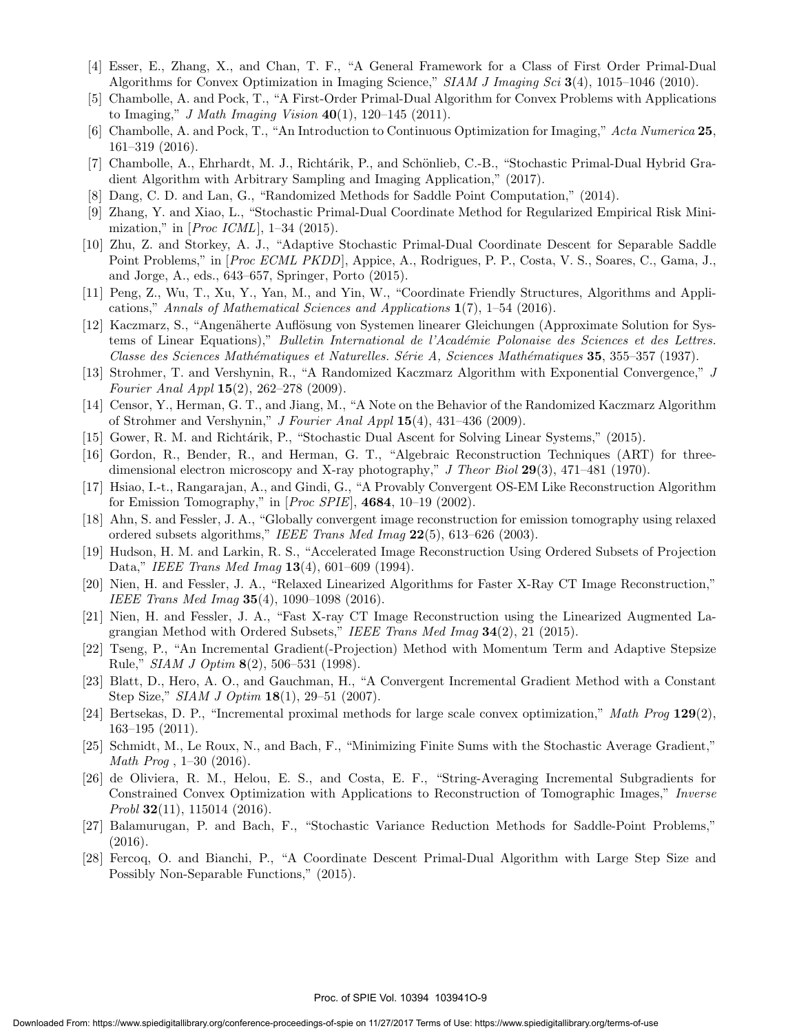[4] Esser, E., Zhang, X., and Chan, T. F., "A General Framework for a Class of First Order Primal-Dual Algorithms for Convex Optimization in Imaging Science," *SIAM J Imaging Sci* **3**(4), 1015–1046 (2010).

[5] Chambolle, A. and Pock, T., "A First-Order Primal-Dual Algorithm for Convex Problems with Applications to Imaging," *J Math Imaging Vision* **40**(1), 120–145 (2011).

[6] Chambolle, A. and Pock, T., "An Introduction to Continuous Optimization for Imaging," *Acta Numerica* **25**, 161–319 (2016).

[7] Chambolle, A., Ehrhardt, M. J., Richtárik, P., and Schönlieb, C.-B., "Stochastic Primal-Dual Hybrid Gradient Algorithm with Arbitrary Sampling and Imaging Application," (2017).

[8] Dang, C. D. and Lan, G., "Randomized Methods for Saddle Point Computation," (2014).

[9] Zhang, Y. and Xiao, L., "Stochastic Primal-Dual Coordinate Method for Regularized Empirical Risk Minimization," in [*Proc ICML*], 1–34 (2015).

[10] Zhu, Z. and Storkey, A. J., "Adaptive Stochastic Primal-Dual Coordinate Descent for Separable Saddle Point Problems," in [*Proc ECML PKDD*], Appice, A., Rodrigues, P. P., Costa, V. S., Soares, C., Gama, J., and Jorge, A., eds., 643–657, Springer, Porto (2015).

[11] Peng, Z., Wu, T., Xu, Y., Yan, M., and Yin, W., "Coordinate Friendly Structures, Algorithms and Applications," *Annals of Mathematical Sciences and Applications* **1**(7), 1–54 (2016).

[12] Kaczmarz, S., "Angenäherte Auflösung von Systemen linearer Gleichungen (Approximate Solution for Systems of Linear Equations)," *Bulletin International de l'Académie Polonaise des Sciences et des Lettres. Classe des Sciences Mathématiques et Naturelles. Série A, Sciences Mathématiques* **35**, 355–357 (1937).

[13] Strohmer, T. and Vershynin, R., "A Randomized Kaczmarz Algorithm with Exponential Convergence," *J Fourier Anal Appl* **15**(2), 262–278 (2009).

[14] Censor, Y., Herman, G. T., and Jiang, M., "A Note on the Behavior of the Randomized Kaczmarz Algorithm of Strohmer and Vershynin," *J Fourier Anal Appl* **15**(4), 431–436 (2009).

[15] Gower, R. M. and Richtárik, P., "Stochastic Dual Ascent for Solving Linear Systems," (2015).

[16] Gordon, R., Bender, R., and Herman, G. T., "Algebraic Reconstruction Techniques (ART) for three-dimensional electron microscopy and X-ray photography," *J Theor Biol* **29**(3), 471–481 (1970).

[17] Hsiao, I.-t., Rangarajan, A., and Gindi, G., "A Provably Convergent OS-EM Like Reconstruction Algorithm for Emission Tomography," in [*Proc SPIE*], **4684**, 10–19 (2002).

[18] Ahn, S. and Fessler, J. A., "Globally convergent image reconstruction for emission tomography using relaxed ordered subsets algorithms," *IEEE Trans Med Imag* **22**(5), 613–626 (2003).

[19] Hudson, H. M. and Larkin, R. S., "Accelerated Image Reconstruction Using Ordered Subsets of Projection Data," *IEEE Trans Med Imag* **13**(4), 601–609 (1994).

[20] Nien, H. and Fessler, J. A., "Relaxed Linearized Algorithms for Faster X-Ray CT Image Reconstruction," *IEEE Trans Med Imag* **35**(4), 1090–1098 (2016).

[21] Nien, H. and Fessler, J. A., "Fast X-ray CT Image Reconstruction using the Linearized Augmented Lagrangian Method with Ordered Subsets," *IEEE Trans Med Imag* **34**(2), 21 (2015).

[22] Tseng, P., "An Incremental Gradient(-Projection) Method with Momentum Term and Adaptive Stepsize Rule," *SIAM J Optim* **8**(2), 506–531 (1998).

[23] Blatt, D., Hero, A. O., and Gauchman, H., "A Convergent Incremental Gradient Method with a Constant Step Size," *SIAM J Optim* **18**(1), 29–51 (2007).

[24] Bertsekas, D. P., "Incremental proximal methods for large scale convex optimization," *Math Prog* **129**(2), 163–195 (2011).

[25] Schmidt, M., Le Roux, N., and Bach, F., "Minimizing Finite Sums with the Stochastic Average Gradient," *Math Prog* , 1–30 (2016).

[26] de Oliviera, R. M., Helou, E. S., and Costa, E. F., "String-Averaging Incremental Subgradients for Constrained Convex Optimization with Applications to Reconstruction of Tomographic Images," *Inverse Probl* **32**(11), 115014 (2016).

[27] Balamurugan, P. and Bach, F., "Stochastic Variance Reduction Methods for Saddle-Point Problems," (2016).

[28] Fercoq, O. and Bianchi, P., "A Coordinate Descent Primal-Dual Algorithm with Large Step Size and Possibly Non-Separable Functions," (2015).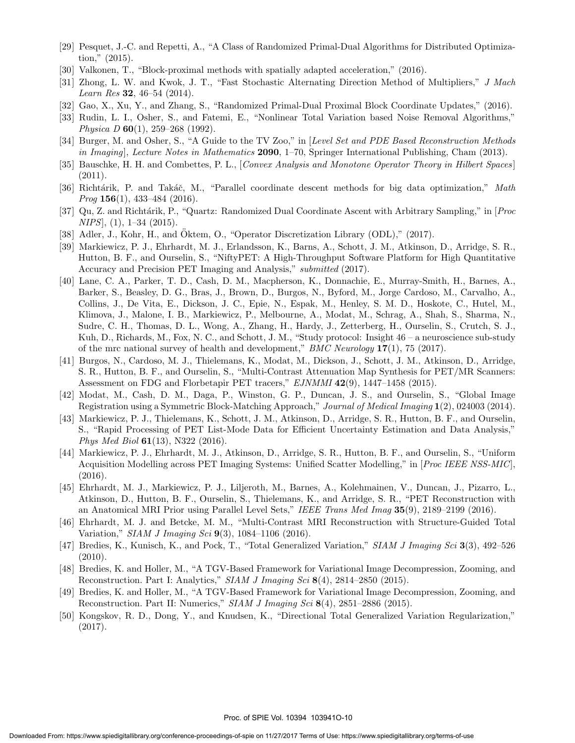[29] Pesquet, J.-C. and Repetti, A., "A Class of Randomized Primal-Dual Algorithms for Distributed Optimization," (2015).

[30] Valkonen, T., "Block-proximal methods with spatially adapted acceleration," (2016).

[31] Zhong, L. W. and Kwok, J. T., "Fast Stochastic Alternating Direction Method of Multipliers," *J Mach Learn Res* **32**, 46–54 (2014).

[32] Gao, X., Xu, Y., and Zhang, S., "Randomized Primal-Dual Proximal Block Coordinate Updates," (2016).

[33] Rudin, L. I., Osher, S., and Fatemi, E., "Nonlinear Total Variation based Noise Removal Algorithms," *Physica D* **60**(1), 259–268 (1992).

[34] Burger, M. and Osher, S., "A Guide to the TV Zoo," in [*Level Set and PDE Based Reconstruction Methods in Imaging*], *Lecture Notes in Mathematics* **2090**, 1–70, Springer International Publishing, Cham (2013).

[35] Bauschke, H. H. and Combettes, P. L., [*Convex Analysis and Monotone Operator Theory in Hilbert Spaces*] (2011).

[36] Richtárik, P. and Takáč, M., "Parallel coordinate descent methods for big data optimization," *Math Prog* **156**(1), 433–484 (2016).

[37] Qu, Z. and Richtárik, P., "Quartz: Randomized Dual Coordinate Ascent with Arbitrary Sampling," in [*Proc NIPS*], (1), 1–34 (2015).

[38] Adler, J., Kohr, H., and Öktem, O., "Operator Discretization Library (ODL)," (2017).

[39] Markiewicz, P. J., Ehrhardt, M. J., Erlandsson, K., Barns, A., Schott, J. M., Atkinson, D., Arridge, S. R., Hutton, B. F., and Ourselin, S., "NiftyPET: A High-Throughput Software Platform for High Quantitative Accuracy and Precision PET Imaging and Analysis," *submitted* (2017).

[40] Lane, C. A., Parker, T. D., Cash, D. M., Macpherson, K., Donnachie, E., Murray-Smith, H., Barnes, A., Barker, S., Beasley, D. G., Bras, J., Brown, D., Burgos, N., Byford, M., Jorge Cardoso, M., Carvalho, A., Collins, J., De Vita, E., Dickson, J. C., Epie, N., Espak, M., Henley, S. M. D., Hoskote, C., Hutel, M., Klimova, J., Malone, I. B., Markiewicz, P., Melbourne, A., Modat, M., Schrag, A., Shah, S., Sharma, N., Sudre, C. H., Thomas, D. L., Wong, A., Zhang, H., Hardy, J., Zetterberg, H., Ourselin, S., Crutch, S. J., Kuh, D., Richards, M., Fox, N. C., and Schott, J. M., "Study protocol: Insight 46 – a neuroscience sub-study of the mrc national survey of health and development," *BMC Neurology* **17**(1), 75 (2017).

[41] Burgos, N., Cardoso, M. J., Thielemans, K., Modat, M., Dickson, J., Schott, J. M., Atkinson, D., Arridge, S. R., Hutton, B. F., and Ourselin, S., "Multi-Contrast Attenuation Map Synthesis for PET/MR Scanners: Assessment on FDG and Florbetapir PET tracers," *EJNMMI* **42**(9), 1447–1458 (2015).

[42] Modat, M., Cash, D. M., Daga, P., Winston, G. P., Duncan, J. S., and Ourselin, S., "Global Image Registration using a Symmetric Block-Matching Approach," *Journal of Medical Imaging* **1**(2), 024003 (2014).

[43] Markiewicz, P. J., Thielemans, K., Schott, J. M., Atkinson, D., Arridge, S. R., Hutton, B. F., and Ourselin, S., "Rapid Processing of PET List-Mode Data for Efficient Uncertainty Estimation and Data Analysis," *Phys Med Biol* **61**(13), N322 (2016).

[44] Markiewicz, P. J., Ehrhardt, M. J., Atkinson, D., Arridge, S. R., Hutton, B. F., and Ourselin, S., "Uniform Acquisition Modelling across PET Imaging Systems: Unified Scatter Modelling," in [*Proc IEEE NSS-MIC*], (2016).

[45] Ehrhardt, M. J., Markiewicz, P. J., Liljeroth, M., Barnes, A., Kolehmainen, V., Duncan, J., Pizarro, L., Atkinson, D., Hutton, B. F., Ourselin, S., Thielemans, K., and Arridge, S. R., "PET Reconstruction with an Anatomical MRI Prior using Parallel Level Sets," *IEEE Trans Med Imag* **35**(9), 2189–2199 (2016).

[46] Ehrhardt, M. J. and Betcke, M. M., "Multi-Contrast MRI Reconstruction with Structure-Guided Total Variation," *SIAM J Imaging Sci* **9**(3), 1084–1106 (2016).

[47] Bredies, K., Kunisch, K., and Pock, T., "Total Generalized Variation," *SIAM J Imaging Sci* **3**(3), 492–526 (2010).

[48] Bredies, K. and Holler, M., "A TGV-Based Framework for Variational Image Decompression, Zooming, and Reconstruction. Part I: Analytics," *SIAM J Imaging Sci* **8**(4), 2814–2850 (2015).

[49] Bredies, K. and Holler, M., "A TGV-Based Framework for Variational Image Decompression, Zooming, and Reconstruction. Part II: Numerics," *SIAM J Imaging Sci* **8**(4), 2851–2886 (2015).

[50] Kongskov, R. D., Dong, Y., and Knudsen, K., "Directional Total Generalized Variation Regularization," (2017).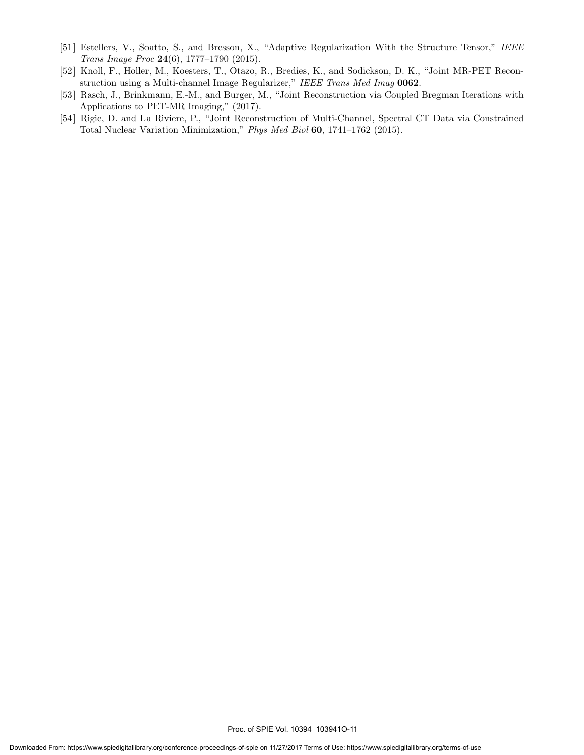[51] Estellers, V., Soatto, S., and Bresson, X., "Adaptive Regularization With the Structure Tensor," *IEEE Trans Image Proc* **24**(6), 1777–1790 (2015).

[52] Knoll, F., Holler, M., Koesters, T., Otazo, R., Bredies, K., and Sodickson, D. K., "Joint MR-PET Reconstruction using a Multi-channel Image Regularizer," *IEEE Trans Med Imag* **0062**.

[53] Rasch, J., Brinkmann, E.-M., and Burger, M., "Joint Reconstruction via Coupled Bregman Iterations with Applications to PET-MR Imaging," (2017).

[54] Rigie, D. and La Riviere, P., "Joint Reconstruction of Multi-Channel, Spectral CT Data via Constrained Total Nuclear Variation Minimization," *Phys Med Biol* **60**, 1741–1762 (2015).